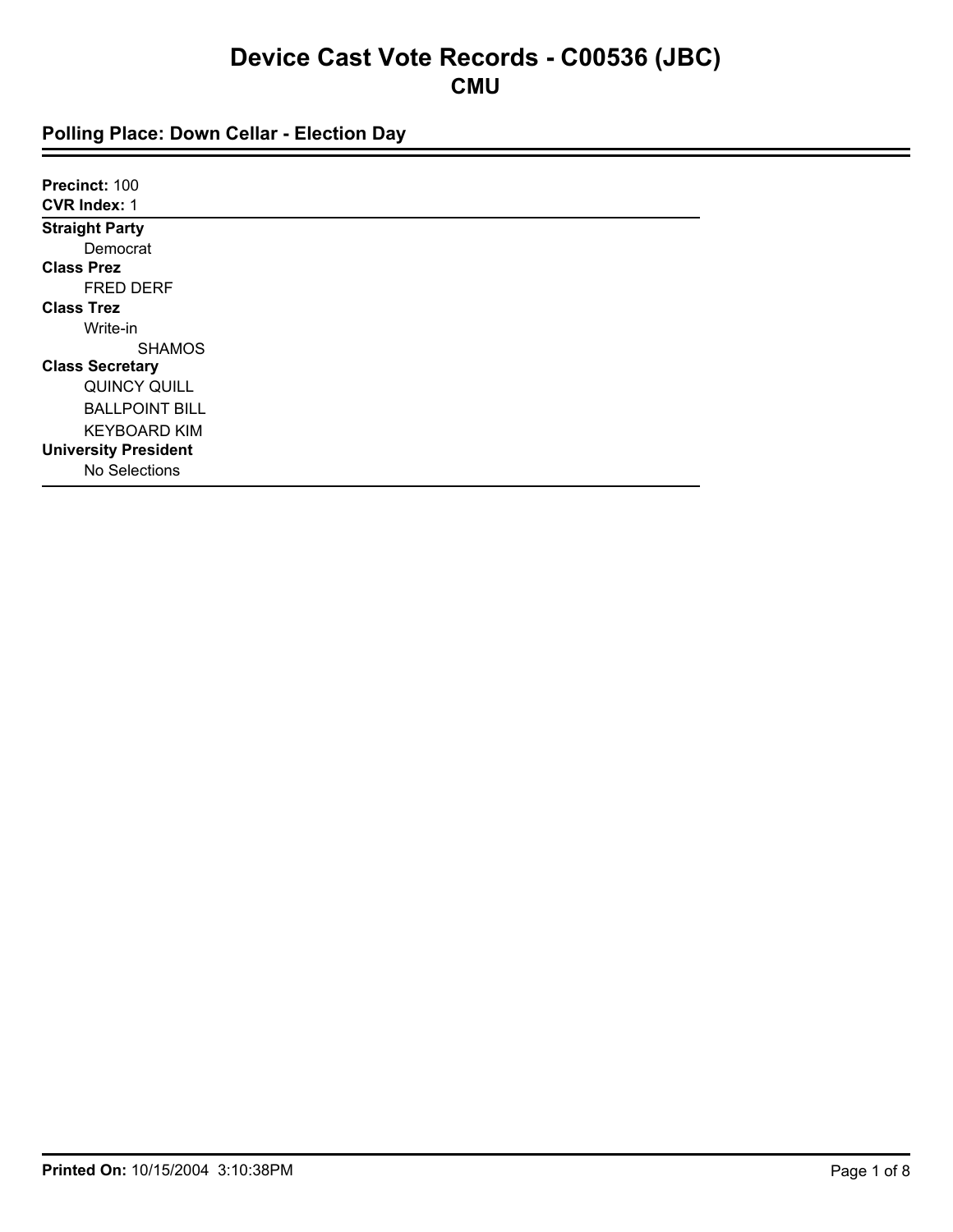# Device Cast Vote Records - C00536 (JBC)

## CMU

### Polling Place: Down Cellar - Election Day

**Precinct:** 100
**CVR Index:** 1

**Straight Party**
- Democrat

**Class Prez**
- FRED DERF

**Class Trez**
- Write-in
  - SHAMOS

**Class Secretary**
- QUINCY QUILL
- BALLPOINT BILL
- KEYBOARD KIM

**University President**
- No Selections

**Printed On:** 10/15/2004 3:10:38PM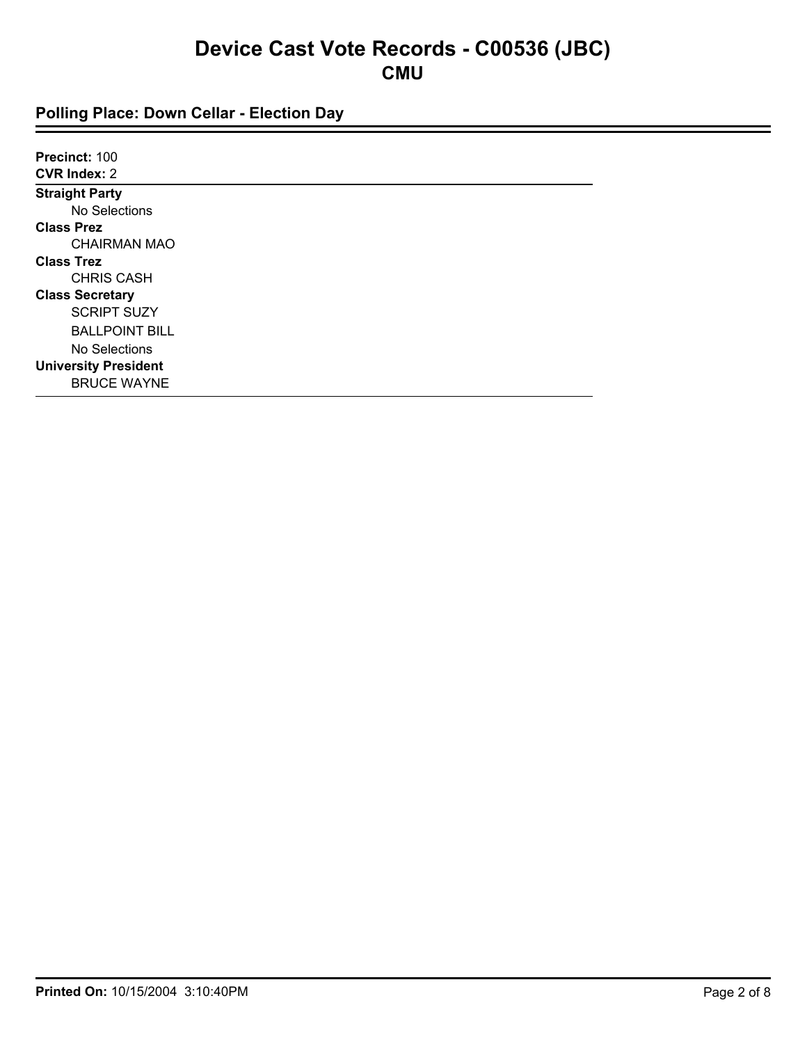# Device Cast Vote Records - C00536 (JBC)

## CMU

### Polling Place: Down Cellar - Election Day

**Precinct:** 100
**CVR Index:** 2

**Straight Party**
No Selections

**Class Prez**
CHAIRMAN MAO

**Class Trez**
CHRIS CASH

**Class Secretary**
SCRIPT SUZY
BALLPOINT BILL
No Selections

**University President**
BRUCE WAYNE

**Printed On:** 10/15/2004 3:10:40PM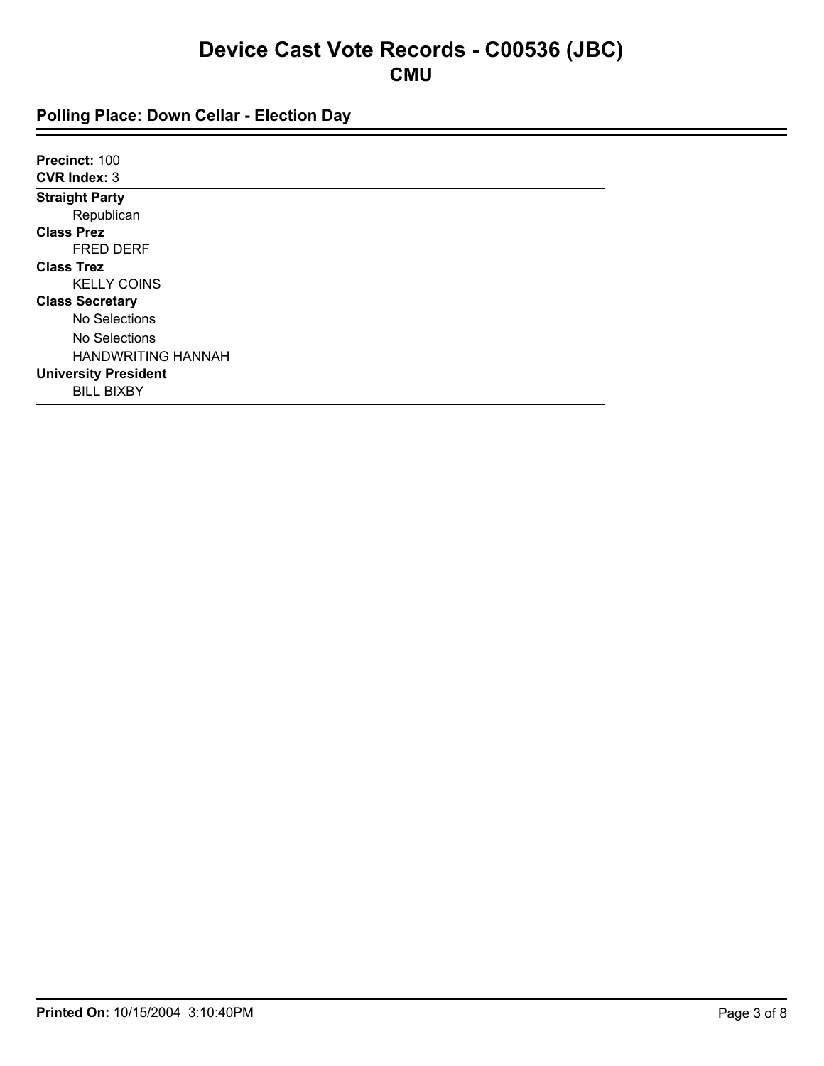# Device Cast Vote Records - C00536 (JBC)

## CMU

### Polling Place: Down Cellar - Election Day

**Precinct:** 100
**CVR Index:** 3

**Straight Party**
Republican

**Class Prez**
FRED DERF

**Class Trez**
KELLY COINS

**Class Secretary**
No Selections
No Selections
HANDWRITING HANNAH

**University President**
BILL BIXBY

**Printed On:** 10/15/2004 3:10:40PM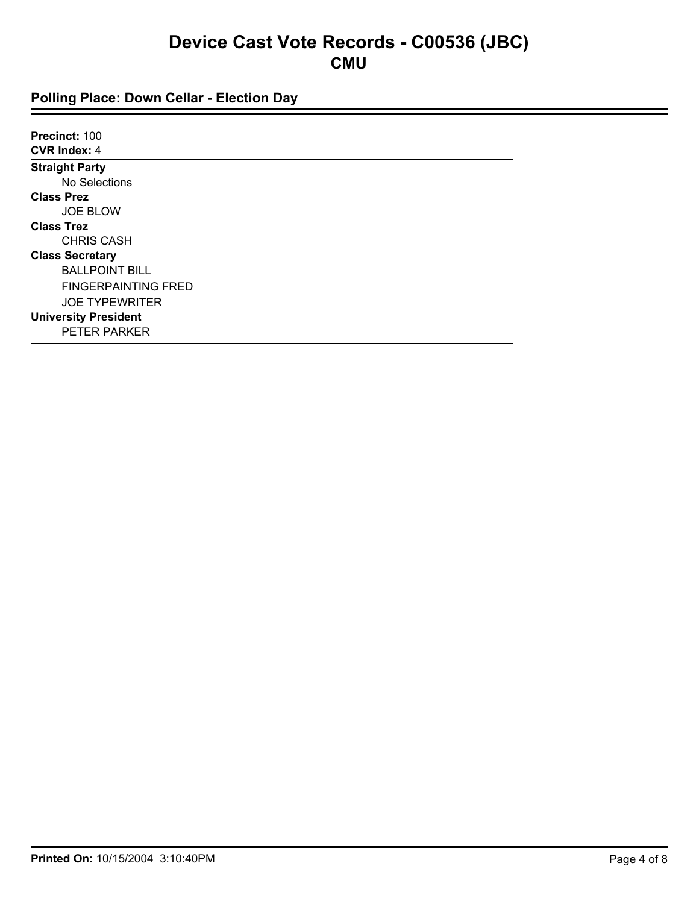# Device Cast Vote Records - C00536 (JBC)

## CMU

### Polling Place: Down Cellar - Election Day

**Precinct:** 100
**CVR Index:** 4

**Straight Party**
- No Selections

**Class Prez**
- JOE BLOW

**Class Trez**
- CHRIS CASH

**Class Secretary**
- BALLPOINT BILL
- FINGERPAINTING FRED
- JOE TYPEWRITER

**University President**
- PETER PARKER

**Printed On:** 10/15/2004 3:10:40PM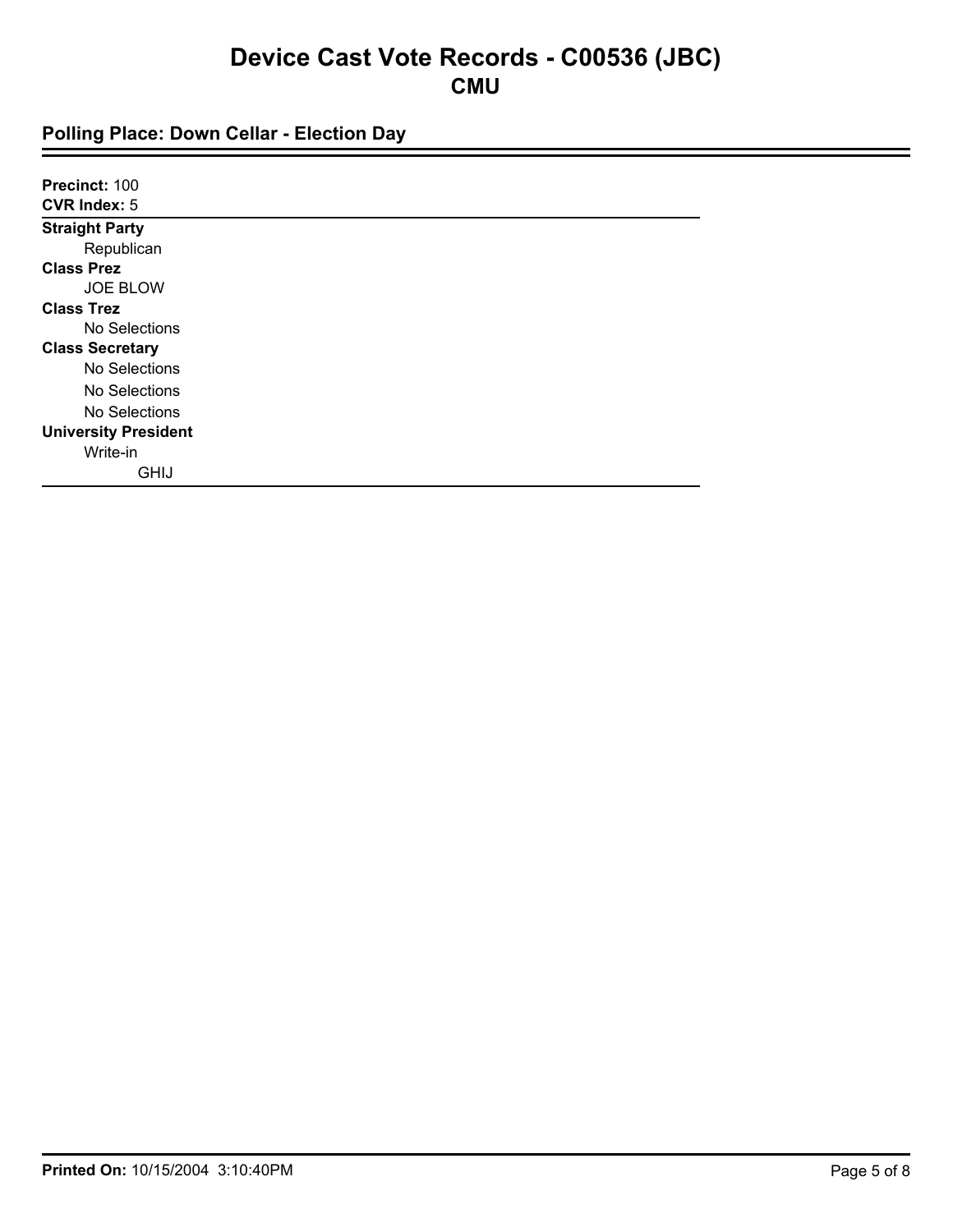# Device Cast Vote Records - C00536 (JBC)

## CMU

### Polling Place: Down Cellar - Election Day

**Precinct:** 100
**CVR Index:** 5

**Straight Party**
Republican

**Class Prez**
JOE BLOW

**Class Trez**
No Selections

**Class Secretary**
No Selections
No Selections
No Selections

**University President**
Write-in
GHIJ

**Printed On:** 10/15/2004 3:10:40PM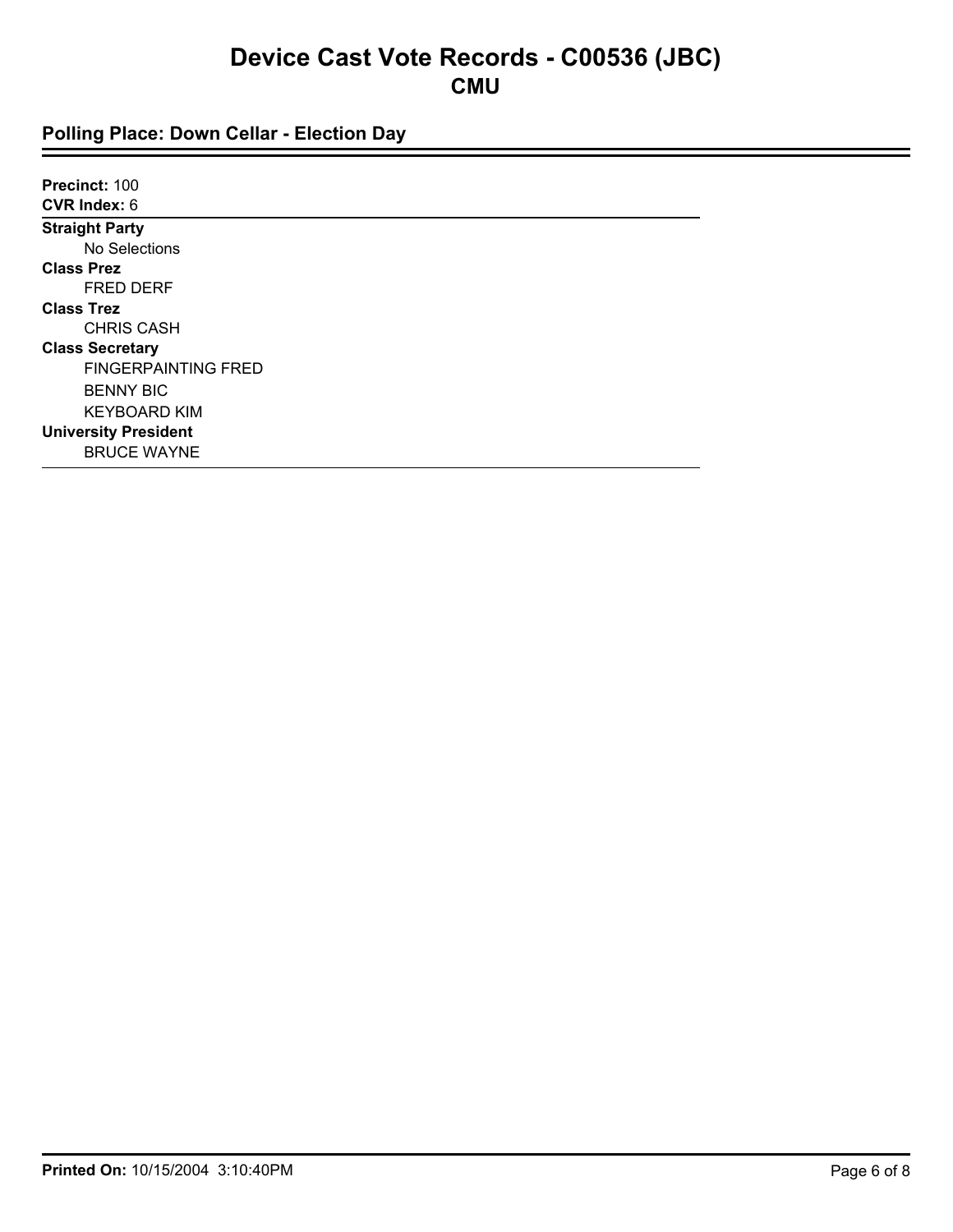# Device Cast Vote Records - C00536 (JBC)

## CMU

### Polling Place: Down Cellar - Election Day

**Precinct:** 100
**CVR Index:** 6

**Straight Party**
- No Selections

**Class Prez**
- FRED DERF

**Class Trez**
- CHRIS CASH

**Class Secretary**
- FINGERPAINTING FRED
- BENNY BIC
- KEYBOARD KIM

**University President**
- BRUCE WAYNE

**Printed On:** 10/15/2004 3:10:40PM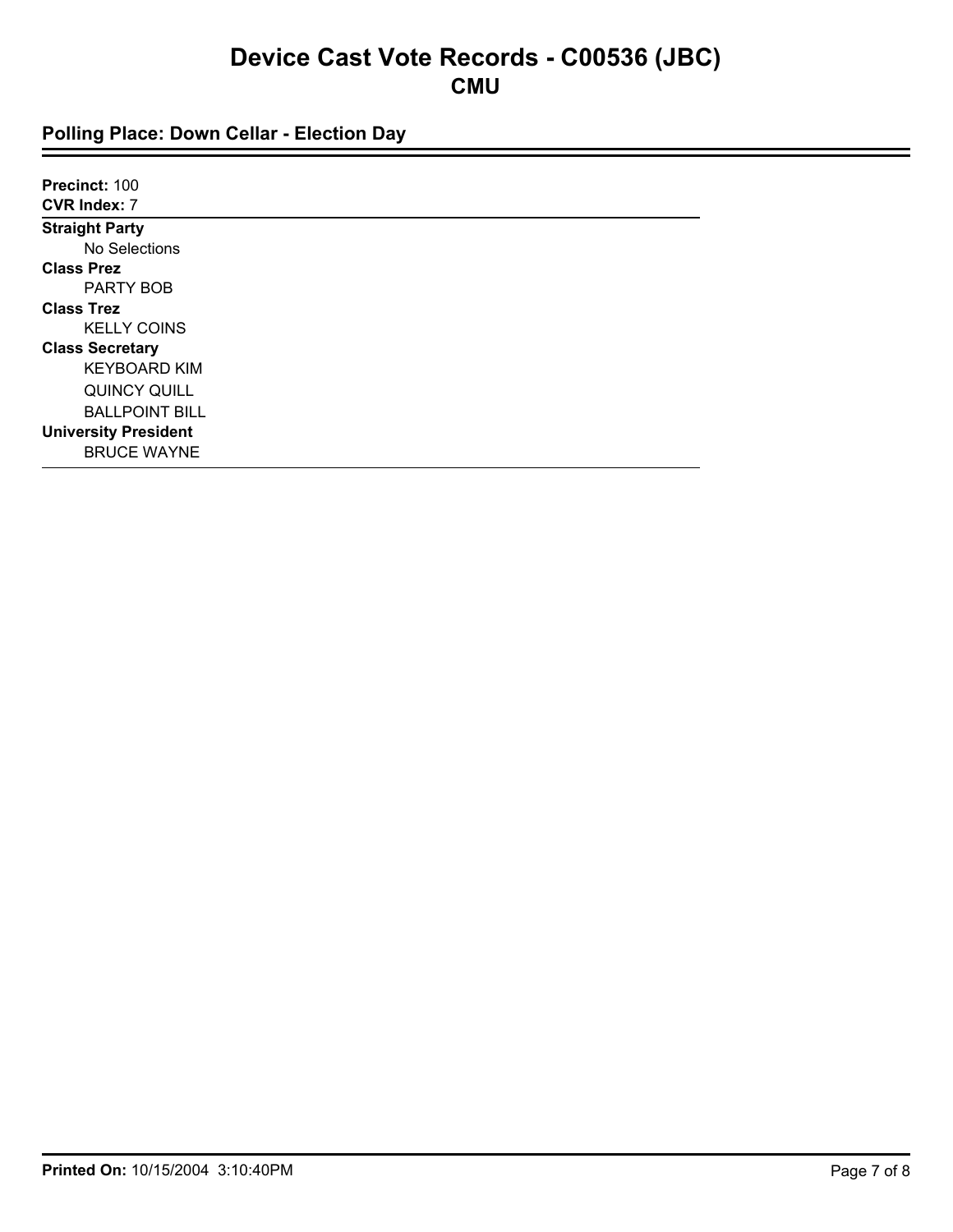# Device Cast Vote Records - C00536 (JBC)

## CMU

### Polling Place: Down Cellar - Election Day

**Precinct:** 100
**CVR Index:** 7

**Straight Party**
- No Selections

**Class Prez**
- PARTY BOB

**Class Trez**
- KELLY COINS

**Class Secretary**
- KEYBOARD KIM
- QUINCY QUILL
- BALLPOINT BILL

**University President**
- BRUCE WAYNE

**Printed On:** 10/15/2004 3:10:40PM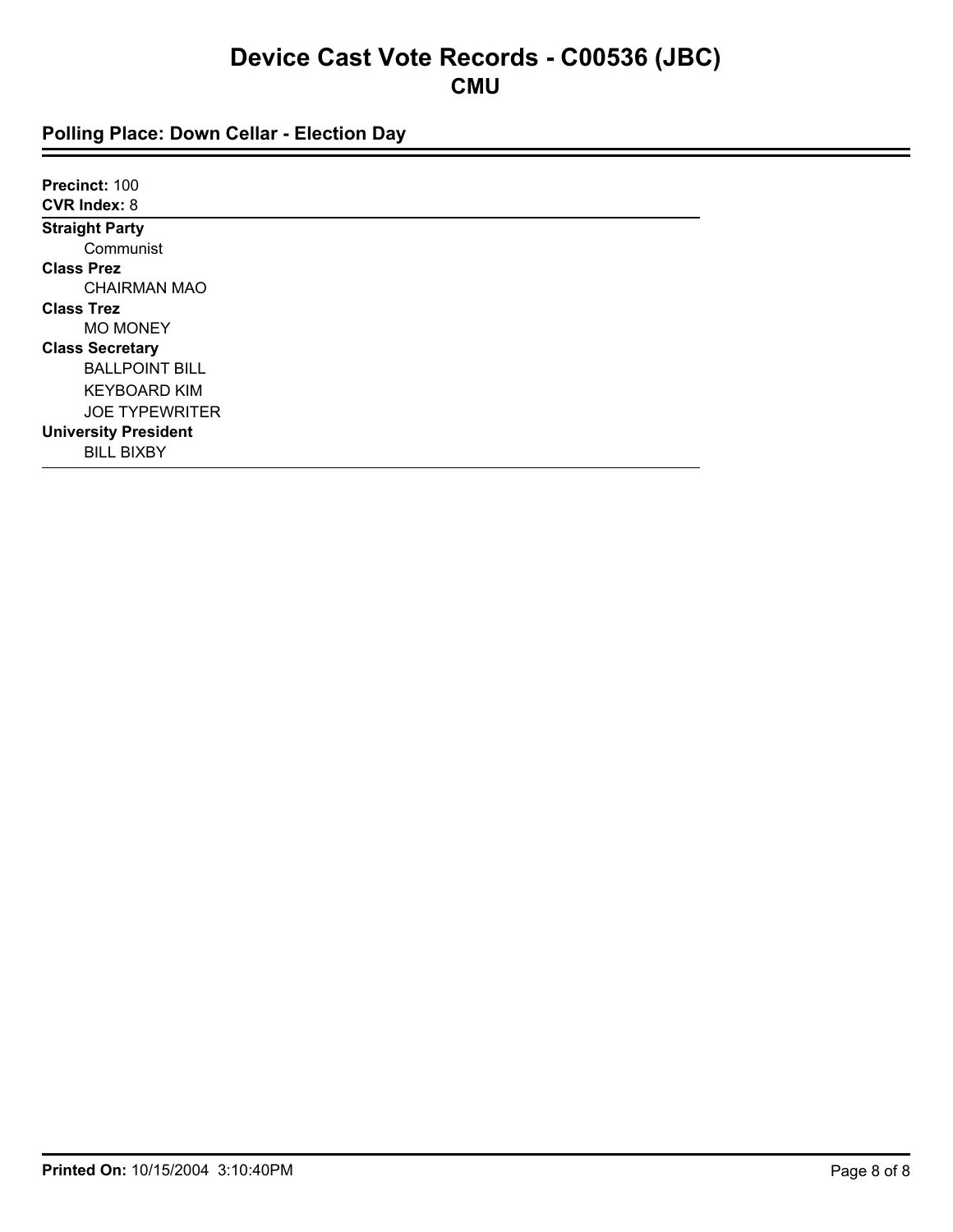# Device Cast Vote Records - C00536 (JBC)

## CMU

### Polling Place: Down Cellar - Election Day

**Precinct:** 100
**CVR Index:** 8

**Straight Party**
- Communist

**Class Prez**
- CHAIRMAN MAO

**Class Trez**
- MO MONEY

**Class Secretary**
- BALLPOINT BILL
- KEYBOARD KIM
- JOE TYPEWRITER

**University President**
- BILL BIXBY

**Printed On:** 10/15/2004 3:10:40PM